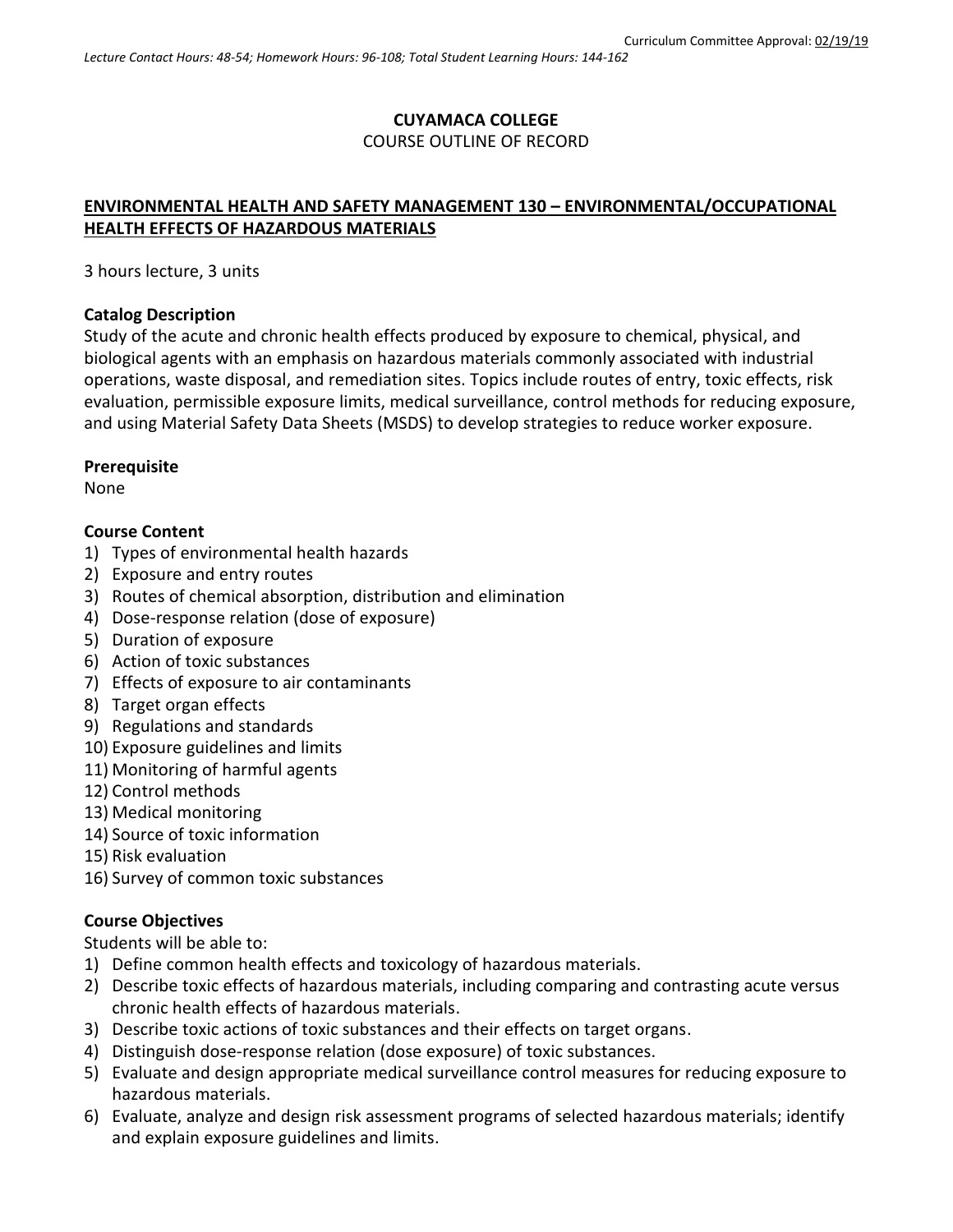Curriculum Committee Approval: 02/19/19

*Lecture Contact Hours: 48-54; Homework Hours: 96-108; Total Student Learning Hours: 144-162*

**CUYAMACA COLLEGE**

COURSE OUTLINE OF RECORD

**ENVIRONMENTAL HEALTH AND SAFETY MANAGEMENT 130 – ENVIRONMENTAL/OCCUPATIONAL HEALTH EFFECTS OF HAZARDOUS MATERIALS**

3 hours lecture, 3 units

**Catalog Description**

Study of the acute and chronic health effects produced by exposure to chemical, physical, and biological agents with an emphasis on hazardous materials commonly associated with industrial operations, waste disposal, and remediation sites. Topics include routes of entry, toxic effects, risk evaluation, permissible exposure limits, medical surveillance, control methods for reducing exposure, and using Material Safety Data Sheets (MSDS) to develop strategies to reduce worker exposure.

**Prerequisite**

None

**Course Content**

1) Types of environmental health hazards
2) Exposure and entry routes
3) Routes of chemical absorption, distribution and elimination
4) Dose-response relation (dose of exposure)
5) Duration of exposure
6) Action of toxic substances
7) Effects of exposure to air contaminants
8) Target organ effects
9) Regulations and standards
10) Exposure guidelines and limits
11) Monitoring of harmful agents
12) Control methods
13) Medical monitoring
14) Source of toxic information
15) Risk evaluation
16) Survey of common toxic substances

**Course Objectives**

Students will be able to:

1) Define common health effects and toxicology of hazardous materials.
2) Describe toxic effects of hazardous materials, including comparing and contrasting acute versus chronic health effects of hazardous materials.
3) Describe toxic actions of toxic substances and their effects on target organs.
4) Distinguish dose-response relation (dose exposure) of toxic substances.
5) Evaluate and design appropriate medical surveillance control measures for reducing exposure to hazardous materials.
6) Evaluate, analyze and design risk assessment programs of selected hazardous materials; identify and explain exposure guidelines and limits.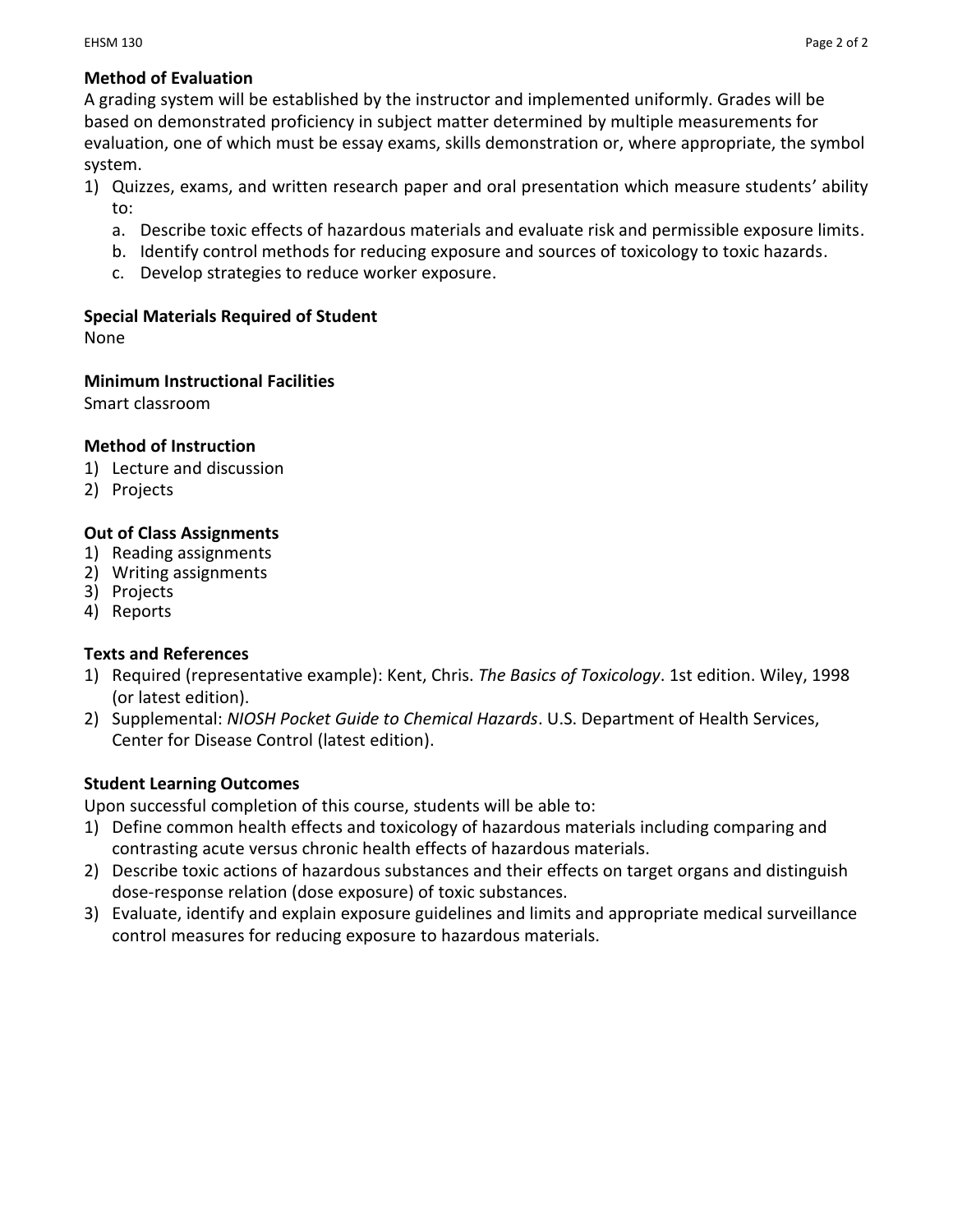## Method of Evaluation

A grading system will be established by the instructor and implemented uniformly. Grades will be based on demonstrated proficiency in subject matter determined by multiple measurements for evaluation, one of which must be essay exams, skills demonstration or, where appropriate, the symbol system.

1) Quizzes, exams, and written research paper and oral presentation which measure students' ability to:
   a. Describe toxic effects of hazardous materials and evaluate risk and permissible exposure limits.
   b. Identify control methods for reducing exposure and sources of toxicology to toxic hazards.
   c. Develop strategies to reduce worker exposure.

## Special Materials Required of Student

None

## Minimum Instructional Facilities

Smart classroom

## Method of Instruction

1) Lecture and discussion
2) Projects

## Out of Class Assignments

1) Reading assignments
2) Writing assignments
3) Projects
4) Reports

## Texts and References

1) Required (representative example): Kent, Chris. *The Basics of Toxicology*. 1st edition. Wiley, 1998 (or latest edition).
2) Supplemental: *NIOSH Pocket Guide to Chemical Hazards*. U.S. Department of Health Services, Center for Disease Control (latest edition).

## Student Learning Outcomes

Upon successful completion of this course, students will be able to:

1) Define common health effects and toxicology of hazardous materials including comparing and contrasting acute versus chronic health effects of hazardous materials.
2) Describe toxic actions of hazardous substances and their effects on target organs and distinguish dose-response relation (dose exposure) of toxic substances.
3) Evaluate, identify and explain exposure guidelines and limits and appropriate medical surveillance control measures for reducing exposure to hazardous materials.